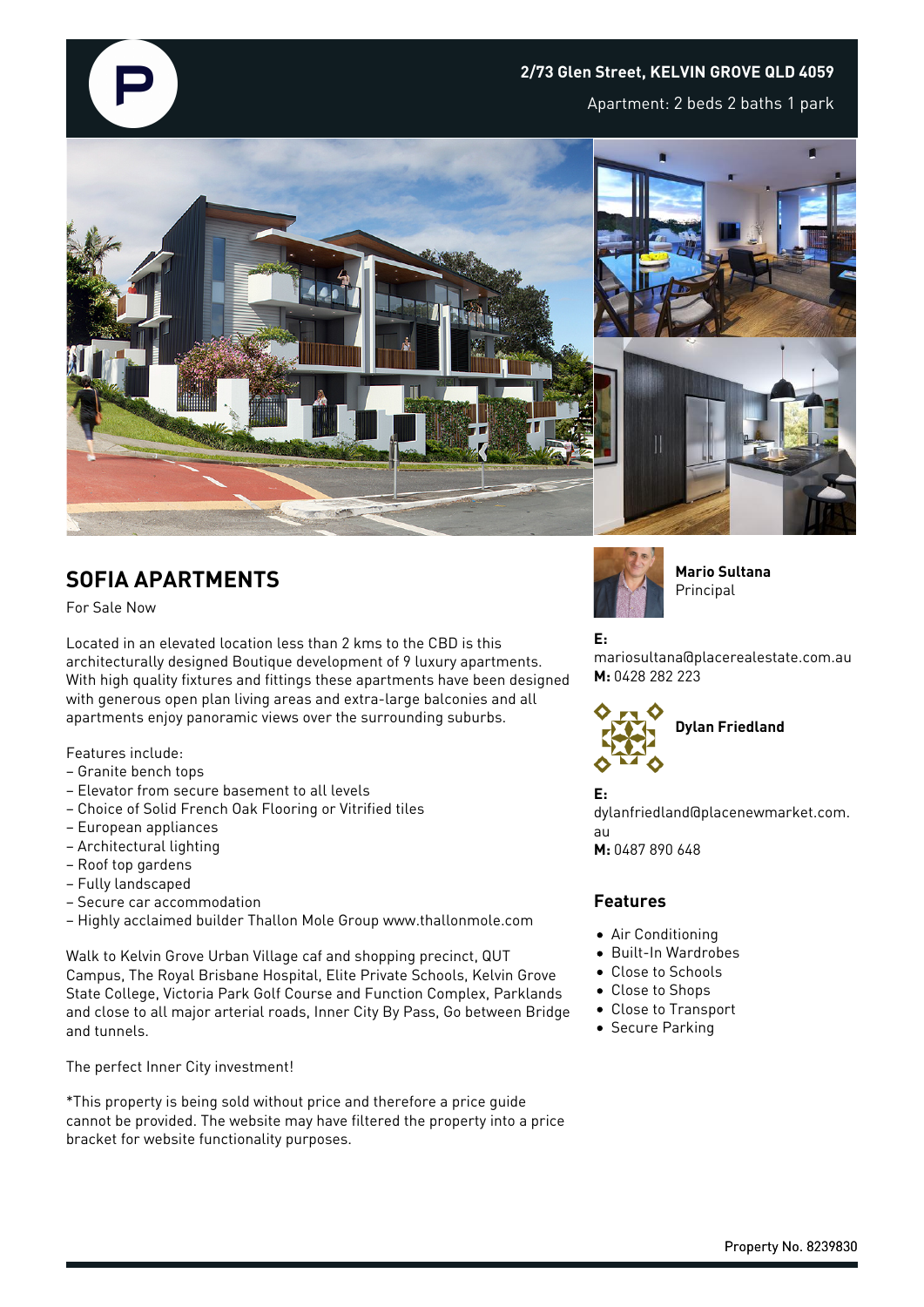**2/73 Glen Street, KELVIN GROVE QLD 4059**

Apartment: 2 beds 2 baths 1 park

## SOFIA APARTMENTS

For Sale Now

Located in an elevated location less than 2 kms to the CBD is this architecturally designed Boutique development of 9 luxury apartments. With high quality fixtures and fittings these apartments have been designed with generous open plan living areas and extra-large balconies and all apartments enjoy panoramic views over the surrounding suburbs.

Features include:
– Granite bench tops
– Elevator from secure basement to all levels
– Choice of Solid French Oak Flooring or Vitrified tiles
– European appliances
– Architectural lighting
– Roof top gardens
– Fully landscaped
– Secure car accommodation
– Highly acclaimed builder Thallon Mole Group www.thallonmole.com

Walk to Kelvin Grove Urban Village caf and shopping precinct, QUT Campus, The Royal Brisbane Hospital, Elite Private Schools, Kelvin Grove State College, Victoria Park Golf Course and Function Complex, Parklands and close to all major arterial roads, Inner City By Pass, Go between Bridge and tunnels.

The perfect Inner City investment!

*This property is being sold without price and therefore a price guide cannot be provided. The website may have filtered the property into a price bracket for website functionality purposes.

**Mario Sultana**
Principal

**E:** mariosultana@placerealestate.com.au
**M:** 0428 282 223

**Dylan Friedland**

**E:** dylanfriedland@placenewmarket.com.au
**M:** 0487 890 648

### Features

- Air Conditioning
- Built-In Wardrobes
- Close to Schools
- Close to Shops
- Close to Transport
- Secure Parking

Property No. 8239830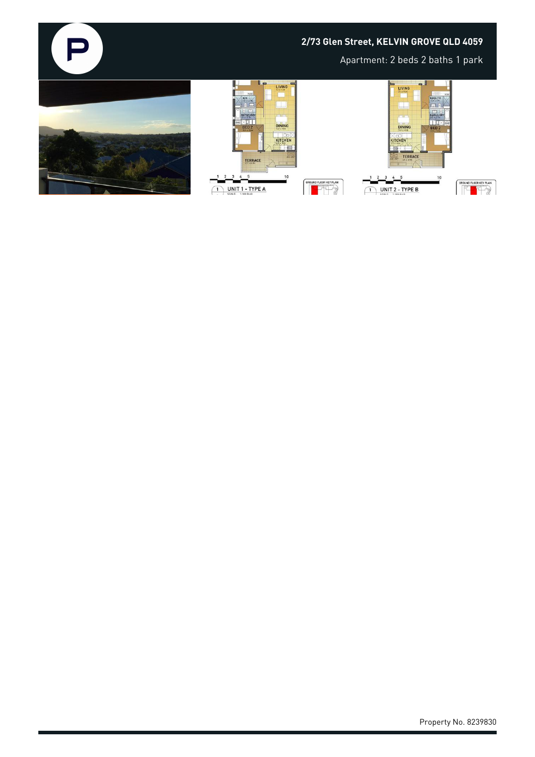**2/73 Glen Street, KELVIN GROVE QLD 4059**

Apartment: 2 beds 2 baths 1 park

Property No. 8239830